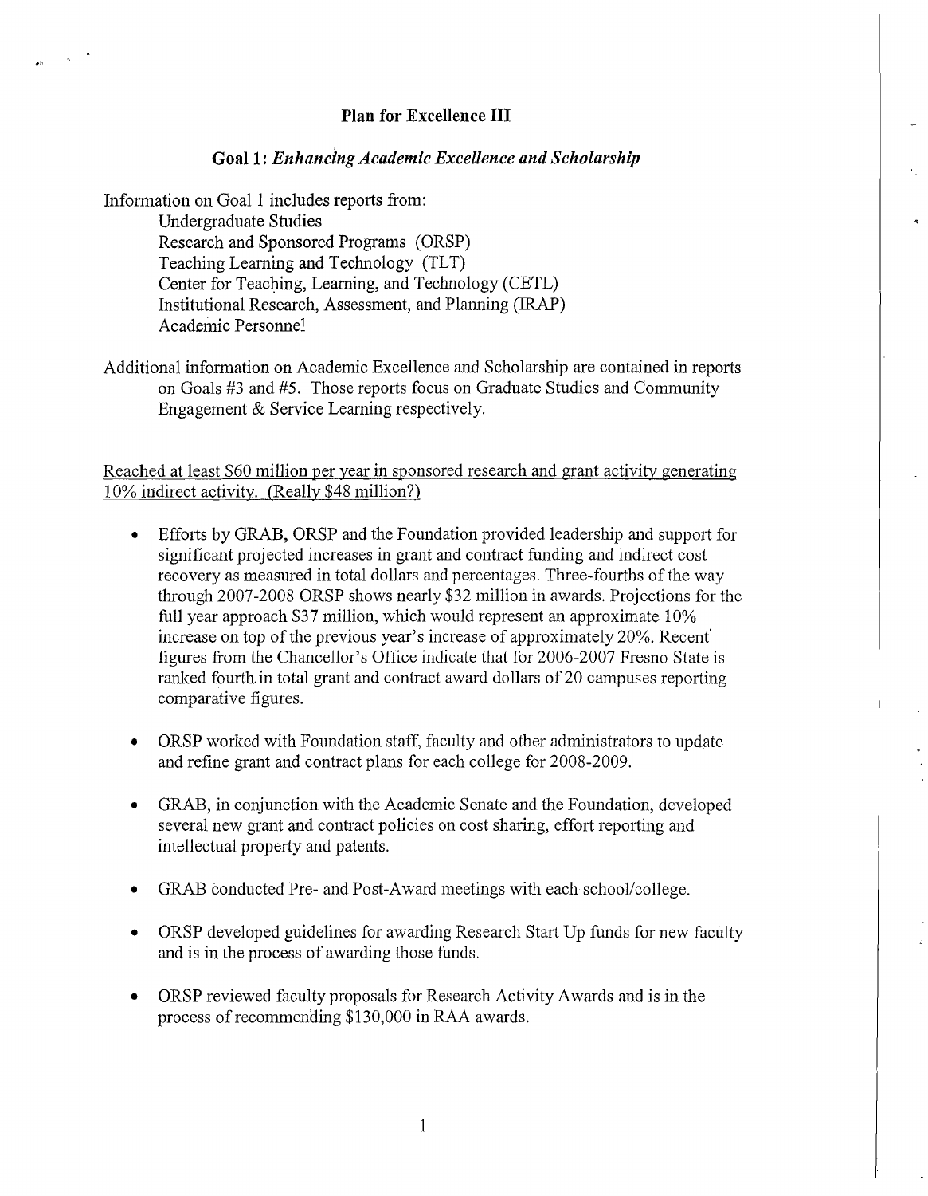# Plan for Excellence III

## Goal 1: *Enhancing Academic Excellence and Scholarship*

Information on Goal 1 includes reports from:

- Undergraduate Studies
- Research and Sponsored Programs (ORSP)
- Teaching Learning and Technology (TLT)
- Center for Teaching, Learning, and Technology (CETL)
- Institutional Research, Assessment, and Planning (IRAP)
- Academic Personnel

Additional information on Academic Excellence and Scholarship are contained in reports on Goals #3 and #5. Those reports focus on Graduate Studies and Community Engagement & Service Learning respectively.

<u>Reached at least $60 million per year in sponsored research and grant activity generating 10% indirect activity. (Really $48 million?)</u>

- Efforts by GRAB, ORSP and the Foundation provided leadership and support for significant projected increases in grant and contract funding and indirect cost recovery as measured in total dollars and percentages. Three-fourths of the way through 2007-2008 ORSP shows nearly $32 million in awards. Projections for the full year approach $37 million, which would represent an approximate 10% increase on top of the previous year's increase of approximately 20%. Recent figures from the Chancellor's Office indicate that for 2006-2007 Fresno State is ranked fourth in total grant and contract award dollars of 20 campuses reporting comparative figures.
- ORSP worked with Foundation staff, faculty and other administrators to update and refine grant and contract plans for each college for 2008-2009.
- GRAB, in conjunction with the Academic Senate and the Foundation, developed several new grant and contract policies on cost sharing, effort reporting and intellectual property and patents.
- GRAB conducted Pre- and Post-Award meetings with each school/college.
- ORSP developed guidelines for awarding Research Start Up funds for new faculty and is in the process of awarding those funds.
- ORSP reviewed faculty proposals for Research Activity Awards and is in the process of recommending $130,000 in RAA awards.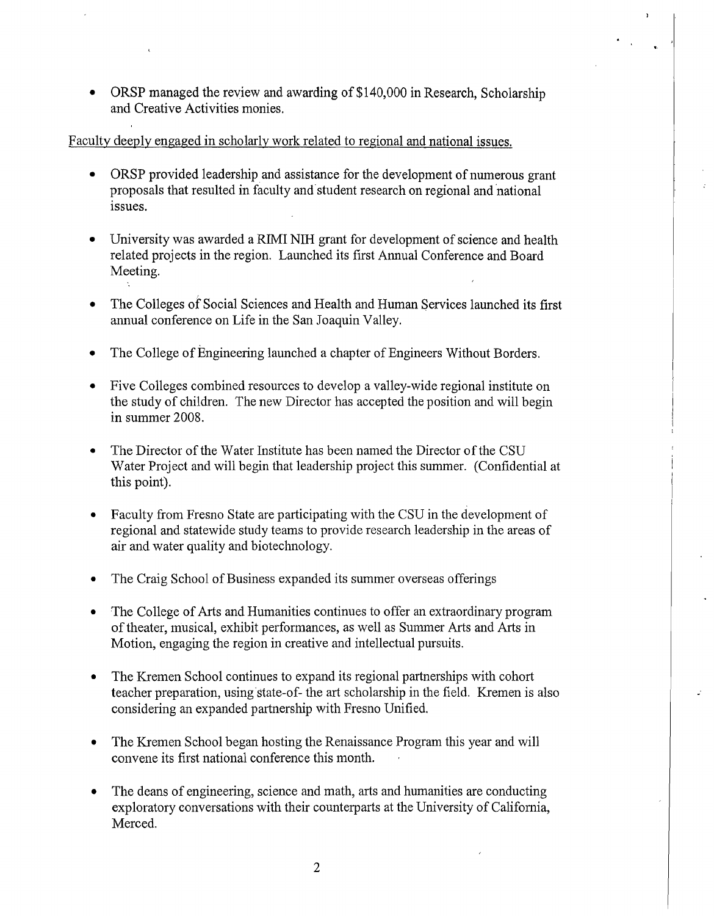- ORSP managed the review and awarding of $140,000 in Research, Scholarship and Creative Activities monies.

<u>Faculty deeply engaged in scholarly work related to regional and national issues.</u>

- ORSP provided leadership and assistance for the development of numerous grant proposals that resulted in faculty and student research on regional and national issues.

- University was awarded a RIMI NIH grant for development of science and health related projects in the region. Launched its first Annual Conference and Board Meeting.

- The Colleges of Social Sciences and Health and Human Services launched its first annual conference on Life in the San Joaquin Valley.

- The College of Engineering launched a chapter of Engineers Without Borders.

- Five Colleges combined resources to develop a valley-wide regional institute on the study of children. The new Director has accepted the position and will begin in summer 2008.

- The Director of the Water Institute has been named the Director of the CSU Water Project and will begin that leadership project this summer. (Confidential at this point).

- Faculty from Fresno State are participating with the CSU in the development of regional and statewide study teams to provide research leadership in the areas of air and water quality and biotechnology.

- The Craig School of Business expanded its summer overseas offerings

- The College of Arts and Humanities continues to offer an extraordinary program of theater, musical, exhibit performances, as well as Summer Arts and Arts in Motion, engaging the region in creative and intellectual pursuits.

- The Kremen School continues to expand its regional partnerships with cohort teacher preparation, using state-of- the art scholarship in the field. Kremen is also considering an expanded partnership with Fresno Unified.

- The Kremen School began hosting the Renaissance Program this year and will convene its first national conference this month.

- The deans of engineering, science and math, arts and humanities are conducting exploratory conversations with their counterparts at the University of California, Merced.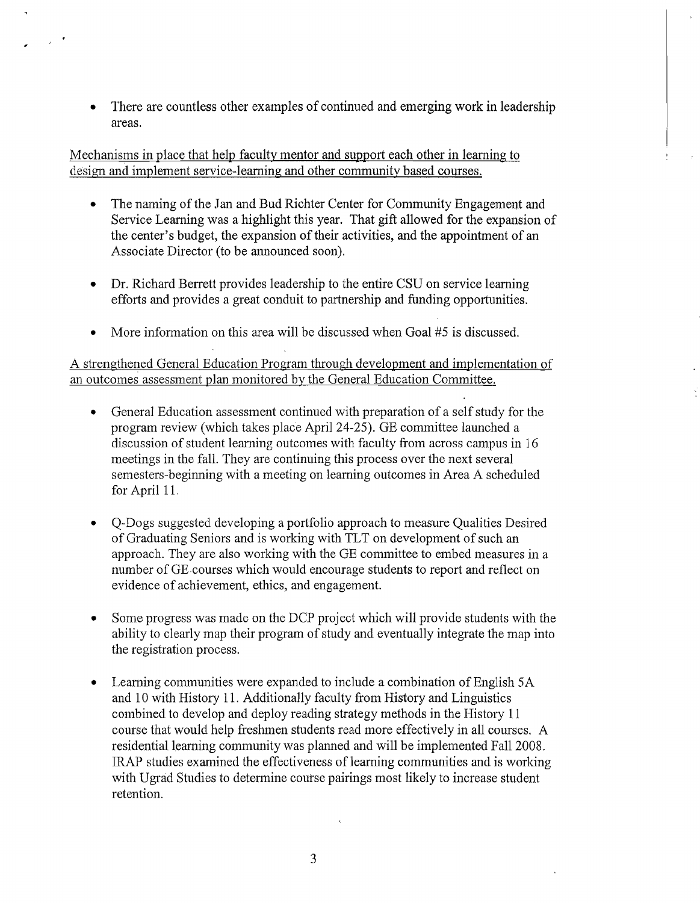- There are countless other examples of continued and emerging work in leadership areas.

Mechanisms in place that help faculty mentor and support each other in learning to design and implement service-learning and other community based courses.

- The naming of the Jan and Bud Richter Center for Community Engagement and Service Learning was a highlight this year. That gift allowed for the expansion of the center's budget, the expansion of their activities, and the appointment of an Associate Director (to be announced soon).

- Dr. Richard Berrett provides leadership to the entire CSU on service learning efforts and provides a great conduit to partnership and funding opportunities.

- More information on this area will be discussed when Goal #5 is discussed.

A strengthened General Education Program through development and implementation of an outcomes assessment plan monitored by the General Education Committee.

- General Education assessment continued with preparation of a self study for the program review (which takes place April 24-25). GE committee launched a discussion of student learning outcomes with faculty from across campus in 16 meetings in the fall. They are continuing this process over the next several semesters-beginning with a meeting on learning outcomes in Area A scheduled for April 11.

- Q-Dogs suggested developing a portfolio approach to measure Qualities Desired of Graduating Seniors and is working with TLT on development of such an approach. They are also working with the GE committee to embed measures in a number of GE courses which would encourage students to report and reflect on evidence of achievement, ethics, and engagement.

- Some progress was made on the DCP project which will provide students with the ability to clearly map their program of study and eventually integrate the map into the registration process.

- Learning communities were expanded to include a combination of English 5A and 10 with History 11. Additionally faculty from History and Linguistics combined to develop and deploy reading strategy methods in the History 11 course that would help freshmen students read more effectively in all courses. A residential learning community was planned and will be implemented Fall 2008. IRAP studies examined the effectiveness of learning communities and is working with Ugrad Studies to determine course pairings most likely to increase student retention.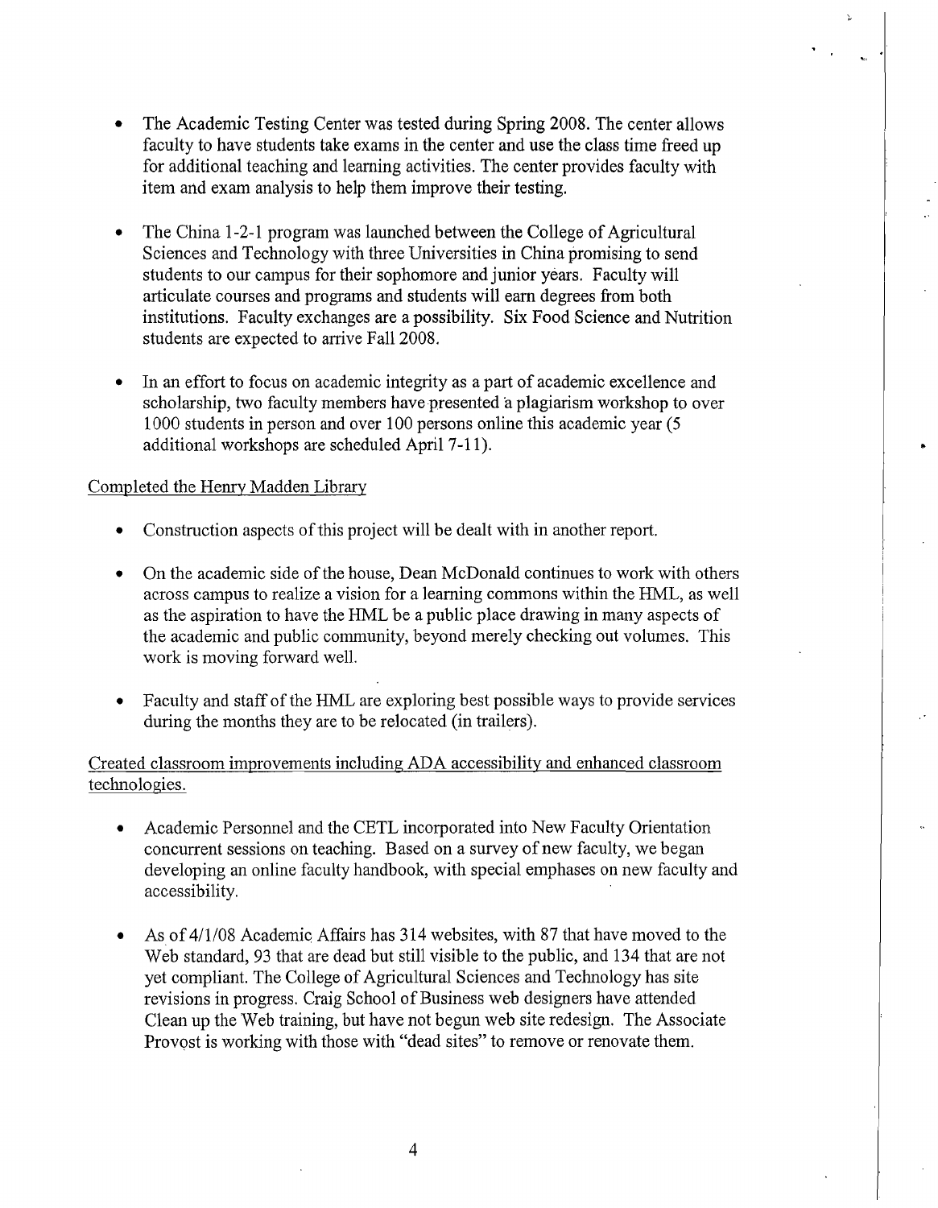- The Academic Testing Center was tested during Spring 2008. The center allows faculty to have students take exams in the center and use the class time freed up for additional teaching and learning activities. The center provides faculty with item and exam analysis to help them improve their testing.

- The China 1-2-1 program was launched between the College of Agricultural Sciences and Technology with three Universities in China promising to send students to our campus for their sophomore and junior years. Faculty will articulate courses and programs and students will earn degrees from both institutions. Faculty exchanges are a possibility. Six Food Science and Nutrition students are expected to arrive Fall 2008.

- In an effort to focus on academic integrity as a part of academic excellence and scholarship, two faculty members have presented a plagiarism workshop to over 1000 students in person and over 100 persons online this academic year (5 additional workshops are scheduled April 7-11).

<u>Completed the Henry Madden Library</u>

- Construction aspects of this project will be dealt with in another report.

- On the academic side of the house, Dean McDonald continues to work with others across campus to realize a vision for a learning commons within the HML, as well as the aspiration to have the HML be a public place drawing in many aspects of the academic and public community, beyond merely checking out volumes. This work is moving forward well.

- Faculty and staff of the HML are exploring best possible ways to provide services during the months they are to be relocated (in trailers).

<u>Created classroom improvements including ADA accessibility and enhanced classroom technologies.</u>

- Academic Personnel and the CETL incorporated into New Faculty Orientation concurrent sessions on teaching. Based on a survey of new faculty, we began developing an online faculty handbook, with special emphases on new faculty and accessibility.

- As of 4/1/08 Academic Affairs has 314 websites, with 87 that have moved to the Web standard, 93 that are dead but still visible to the public, and 134 that are not yet compliant. The College of Agricultural Sciences and Technology has site revisions in progress. Craig School of Business web designers have attended Clean up the Web training, but have not begun web site redesign. The Associate Provost is working with those with "dead sites" to remove or renovate them.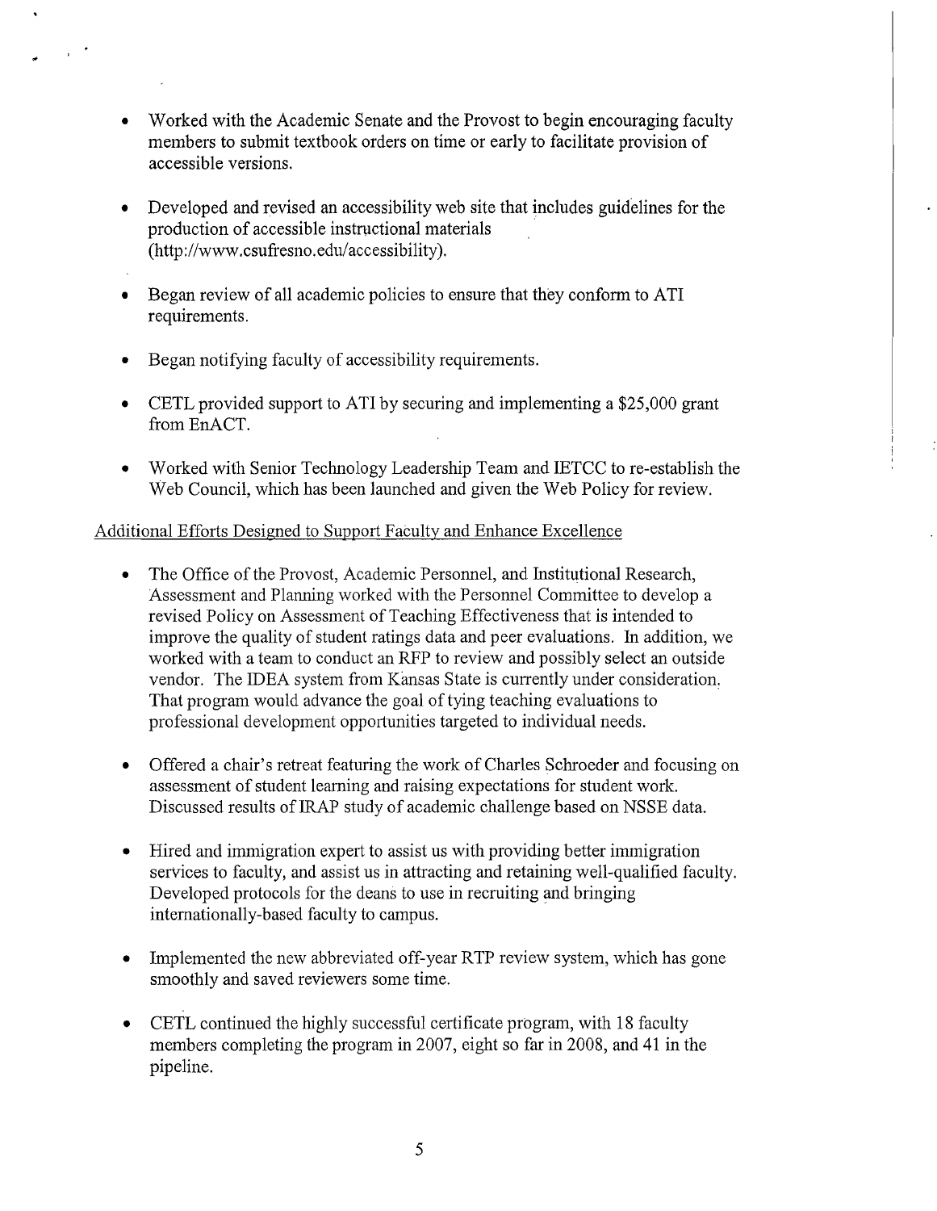- Worked with the Academic Senate and the Provost to begin encouraging faculty members to submit textbook orders on time or early to facilitate provision of accessible versions.

- Developed and revised an accessibility web site that includes guidelines for the production of accessible instructional materials (http://www.csufresno.edu/accessibility).

- Began review of all academic policies to ensure that they conform to ATI requirements.

- Began notifying faculty of accessibility requirements.

- CETL provided support to ATI by securing and implementing a $25,000 grant from EnACT.

- Worked with Senior Technology Leadership Team and IETCC to re-establish the Web Council, which has been launched and given the Web Policy for review.

Additional Efforts Designed to Support Faculty and Enhance Excellence

- The Office of the Provost, Academic Personnel, and Institutional Research, Assessment and Planning worked with the Personnel Committee to develop a revised Policy on Assessment of Teaching Effectiveness that is intended to improve the quality of student ratings data and peer evaluations. In addition, we worked with a team to conduct an RFP to review and possibly select an outside vendor. The IDEA system from Kansas State is currently under consideration. That program would advance the goal of tying teaching evaluations to professional development opportunities targeted to individual needs.

- Offered a chair's retreat featuring the work of Charles Schroeder and focusing on assessment of student learning and raising expectations for student work. Discussed results of IRAP study of academic challenge based on NSSE data.

- Hired and immigration expert to assist us with providing better immigration services to faculty, and assist us in attracting and retaining well-qualified faculty. Developed protocols for the deans to use in recruiting and bringing internationally-based faculty to campus.

- Implemented the new abbreviated off-year RTP review system, which has gone smoothly and saved reviewers some time.

- CETL continued the highly successful certificate program, with 18 faculty members completing the program in 2007, eight so far in 2008, and 41 in the pipeline.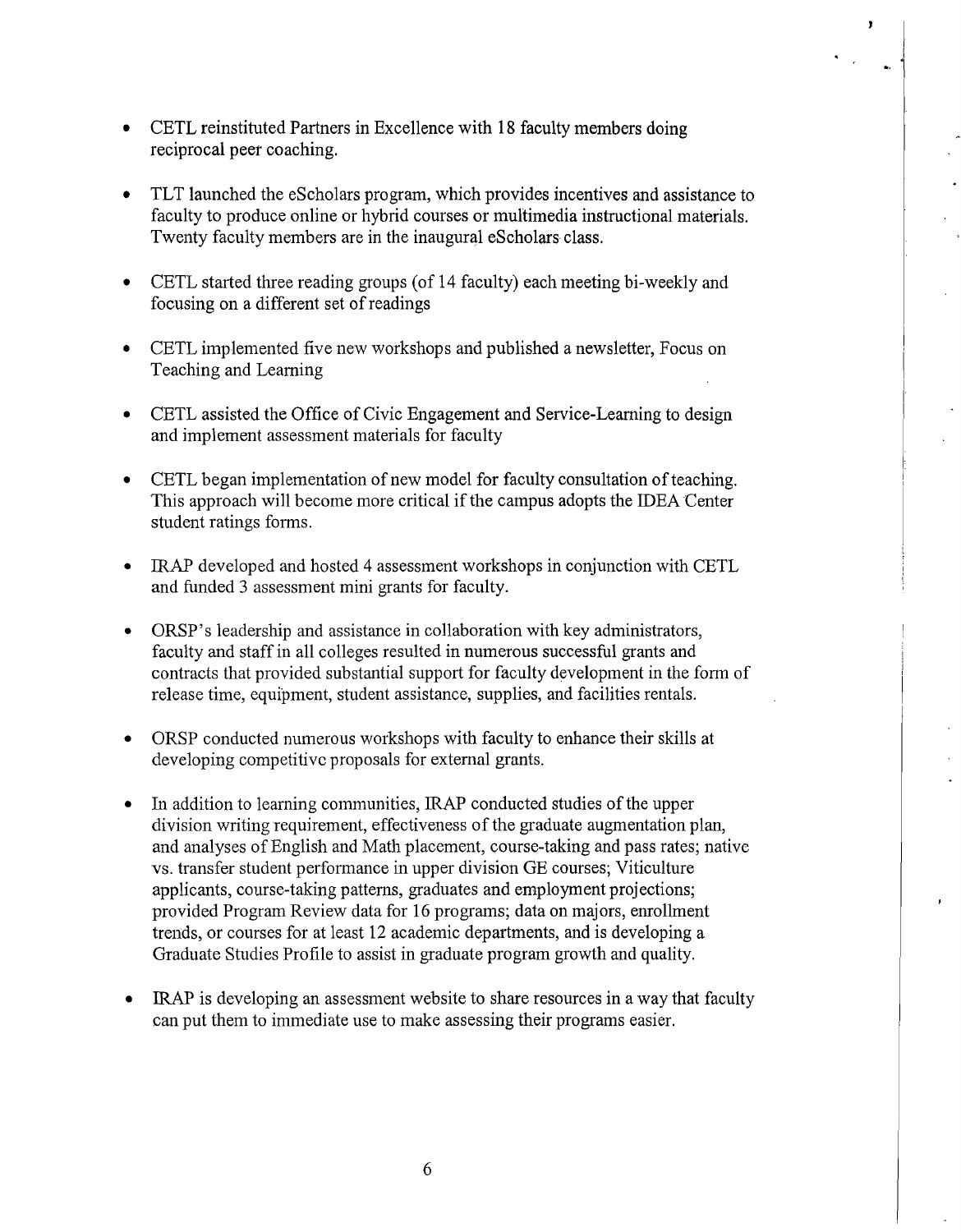- CETL reinstituted Partners in Excellence with 18 faculty members doing reciprocal peer coaching.

- TLT launched the eScholars program, which provides incentives and assistance to faculty to produce online or hybrid courses or multimedia instructional materials. Twenty faculty members are in the inaugural eScholars class.

- CETL started three reading groups (of 14 faculty) each meeting bi-weekly and focusing on a different set of readings

- CETL implemented five new workshops and published a newsletter, Focus on Teaching and Learning

- CETL assisted the Office of Civic Engagement and Service-Learning to design and implement assessment materials for faculty

- CETL began implementation of new model for faculty consultation of teaching. This approach will become more critical if the campus adopts the IDEA Center student ratings forms.

- IRAP developed and hosted 4 assessment workshops in conjunction with CETL and funded 3 assessment mini grants for faculty.

- ORSP's leadership and assistance in collaboration with key administrators, faculty and staff in all colleges resulted in numerous successful grants and contracts that provided substantial support for faculty development in the form of release time, equipment, student assistance, supplies, and facilities rentals.

- ORSP conducted numerous workshops with faculty to enhance their skills at developing competitive proposals for external grants.

- In addition to learning communities, IRAP conducted studies of the upper division writing requirement, effectiveness of the graduate augmentation plan, and analyses of English and Math placement, course-taking and pass rates; native vs. transfer student performance in upper division GE courses; Viticulture applicants, course-taking patterns, graduates and employment projections; provided Program Review data for 16 programs; data on majors, enrollment trends, or courses for at least 12 academic departments, and is developing a Graduate Studies Profile to assist in graduate program growth and quality.

- IRAP is developing an assessment website to share resources in a way that faculty can put them to immediate use to make assessing their programs easier.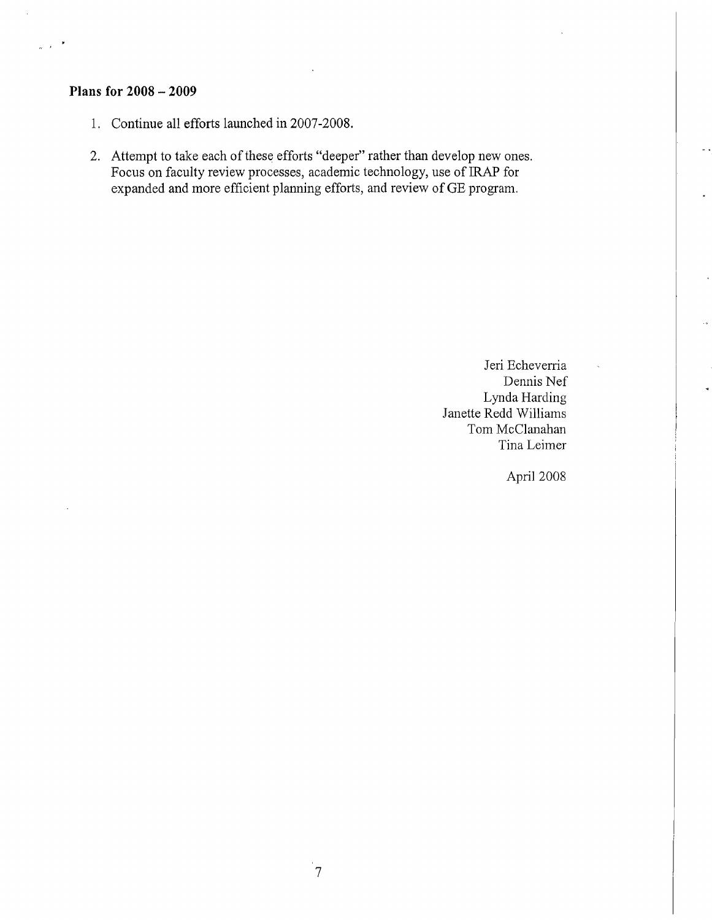**Plans for 2008 – 2009**

1. Continue all efforts launched in 2007-2008.

2. Attempt to take each of these efforts "deeper" rather than develop new ones. Focus on faculty review processes, academic technology, use of IRAP for expanded and more efficient planning efforts, and review of GE program.

Jeri Echeverria
Dennis Nef
Lynda Harding
Janette Redd Williams
Tom McClanahan
Tina Leimer

April 2008